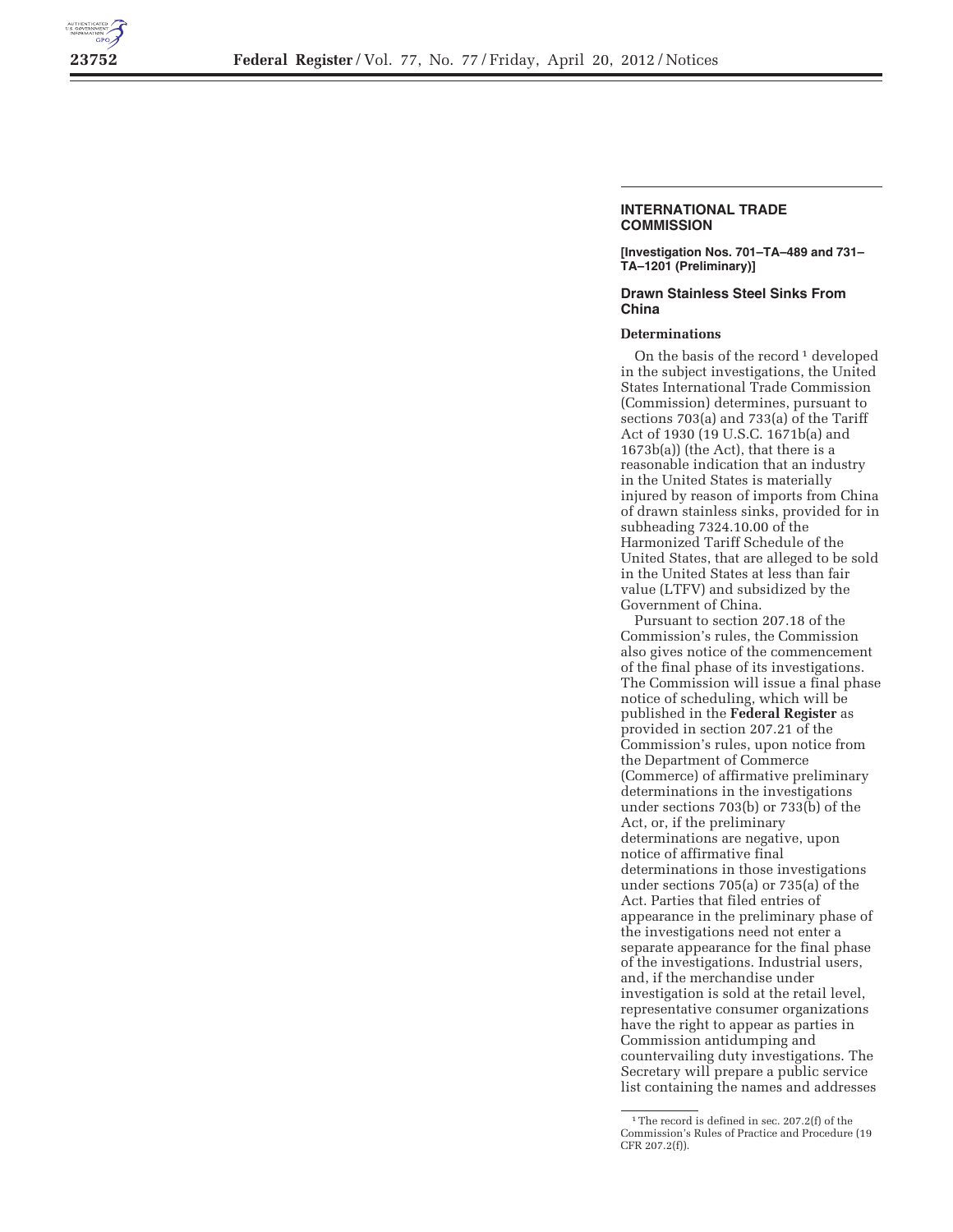## INTERNATIONAL TRADE COMMISSION

**[Investigation Nos. 701–TA–489 and 731–TA–1201 (Preliminary)]**

### Drawn Stainless Steel Sinks From China

**Determinations**

On the basis of the record[1] developed in the subject investigations, the United States International Trade Commission (Commission) determines, pursuant to sections 703(a) and 733(a) of the Tariff Act of 1930 (19 U.S.C. 1671b(a) and 1673b(a)) (the Act), that there is a reasonable indication that an industry in the United States is materially injured by reason of imports from China of drawn stainless sinks, provided for in subheading 7324.10.00 of the Harmonized Tariff Schedule of the United States, that are alleged to be sold in the United States at less than fair value (LTFV) and subsidized by the Government of China.

Pursuant to section 207.18 of the Commission's rules, the Commission also gives notice of the commencement of the final phase of its investigations. The Commission will issue a final phase notice of scheduling, which will be published in the **Federal Register** as provided in section 207.21 of the Commission's rules, upon notice from the Department of Commerce (Commerce) of affirmative preliminary determinations in the investigations under sections 703(b) or 733(b) of the Act, or, if the preliminary determinations are negative, upon notice of affirmative final determinations in those investigations under sections 705(a) or 735(a) of the Act. Parties that filed entries of appearance in the preliminary phase of the investigations need not enter a separate appearance for the final phase of the investigations. Industrial users, and, if the merchandise under investigation is sold at the retail level, representative consumer organizations have the right to appear as parties in Commission antidumping and countervailing duty investigations. The Secretary will prepare a public service list containing the names and addresses

[1] The record is defined in sec. 207.2(f) of the Commission's Rules of Practice and Procedure (19 CFR 207.2(f)).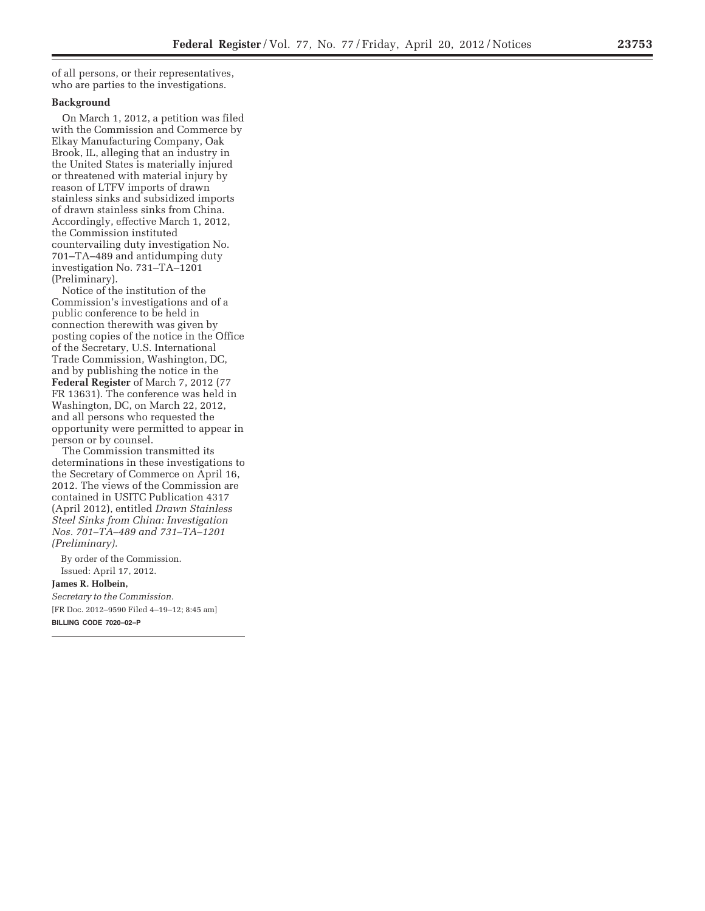of all persons, or their representatives, who are parties to the investigations.

**Background**

On March 1, 2012, a petition was filed with the Commission and Commerce by Elkay Manufacturing Company, Oak Brook, IL, alleging that an industry in the United States is materially injured or threatened with material injury by reason of LTFV imports of drawn stainless sinks and subsidized imports of drawn stainless sinks from China. Accordingly, effective March 1, 2012, the Commission instituted countervailing duty investigation No. 701–TA–489 and antidumping duty investigation No. 731–TA–1201 (Preliminary).

Notice of the institution of the Commission's investigations and of a public conference to be held in connection therewith was given by posting copies of the notice in the Office of the Secretary, U.S. International Trade Commission, Washington, DC, and by publishing the notice in the **Federal Register** of March 7, 2012 (77 FR 13631). The conference was held in Washington, DC, on March 22, 2012, and all persons who requested the opportunity were permitted to appear in person or by counsel.

The Commission transmitted its determinations in these investigations to the Secretary of Commerce on April 16, 2012. The views of the Commission are contained in USITC Publication 4317 (April 2012), entitled *Drawn Stainless Steel Sinks from China: Investigation Nos. 701–TA–489 and 731–TA–1201 (Preliminary).*

By order of the Commission.

Issued: April 17, 2012.

**James R. Holbein,**

*Secretary to the Commission.*

[FR Doc. 2012–9590 Filed 4–19–12; 8:45 am]

**BILLING CODE 7020–02–P**